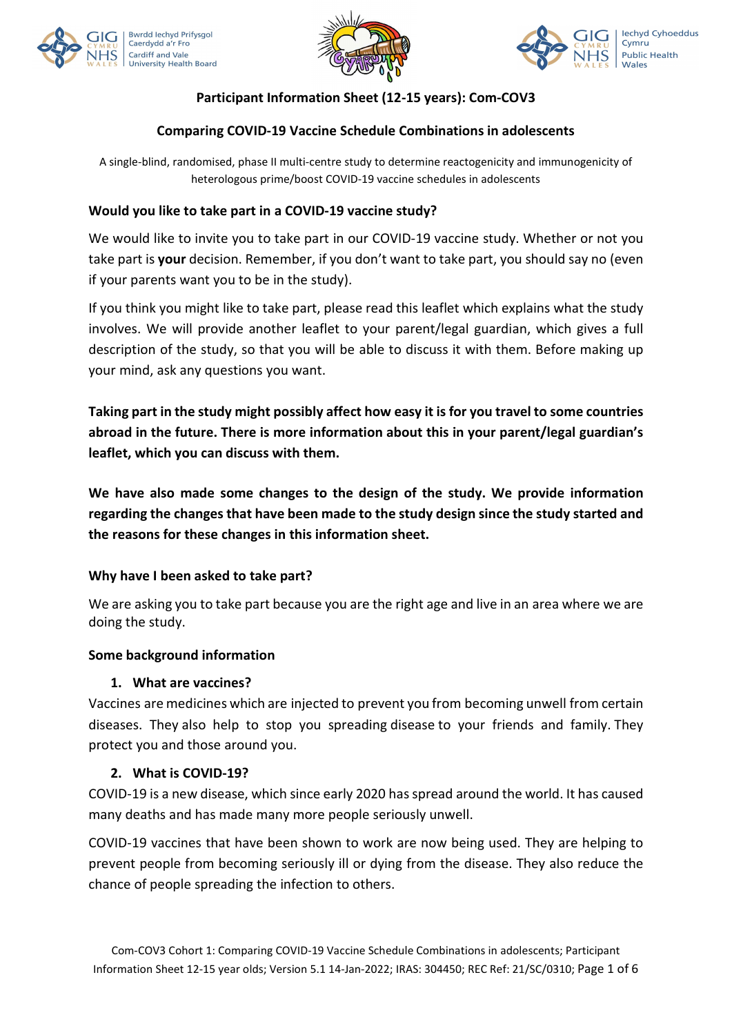# Participant Information Sheet (12-15 years): Com-COV3

## Comparing COVID-19 Vaccine Schedule Combinations in adolescents

A single-blind, randomised, phase II multi-centre study to determine reactogenicity and immunogenicity of heterologous prime/boost COVID-19 vaccine schedules in adolescents

### Would you like to take part in a COVID-19 vaccine study?

We would like to invite you to take part in our COVID-19 vaccine study. Whether or not you take part is **your** decision. Remember, if you don't want to take part, you should say no (even if your parents want you to be in the study).

If you think you might like to take part, please read this leaflet which explains what the study involves. We will provide another leaflet to your parent/legal guardian, which gives a full description of the study, so that you will be able to discuss it with them. Before making up your mind, ask any questions you want.

**Taking part in the study might possibly affect how easy it is for you travel to some countries abroad in the future. There is more information about this in your parent/legal guardian's leaflet, which you can discuss with them.**

**We have also made some changes to the design of the study. We provide information regarding the changes that have been made to the study design since the study started and the reasons for these changes in this information sheet.**

### Why have I been asked to take part?

We are asking you to take part because you are the right age and live in an area where we are doing the study.

### Some background information

1. **What are vaccines?**

Vaccines are medicines which are injected to prevent you from becoming unwell from certain diseases. They also help to stop you spreading disease to your friends and family. They protect you and those around you.

2. **What is COVID-19?**

COVID-19 is a new disease, which since early 2020 has spread around the world. It has caused many deaths and has made many more people seriously unwell.

COVID-19 vaccines that have been shown to work are now being used. They are helping to prevent people from becoming seriously ill or dying from the disease. They also reduce the chance of people spreading the infection to others.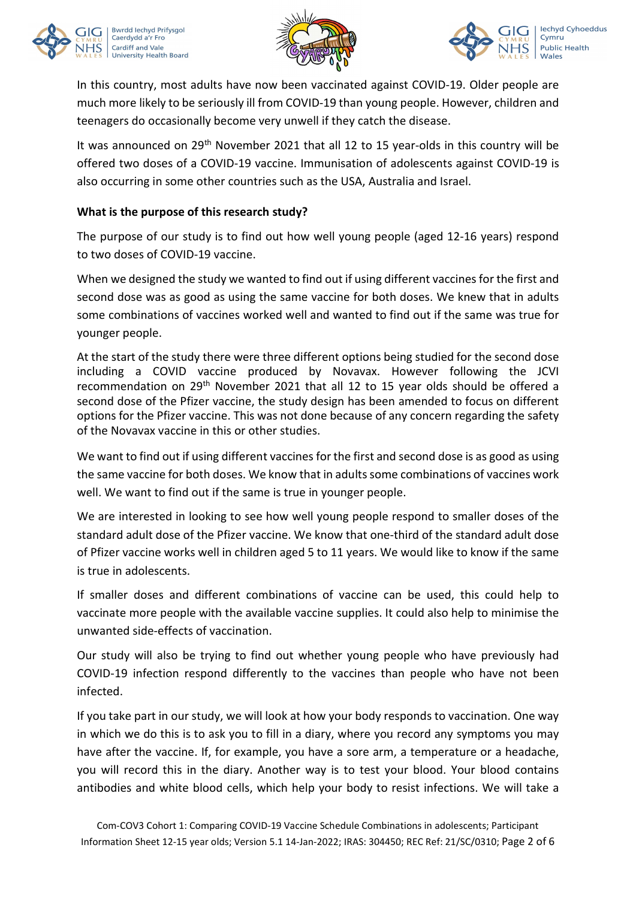In this country, most adults have now been vaccinated against COVID-19. Older people are much more likely to be seriously ill from COVID-19 than young people. However, children and teenagers do occasionally become very unwell if they catch the disease.

It was announced on 29th November 2021 that all 12 to 15 year-olds in this country will be offered two doses of a COVID-19 vaccine. Immunisation of adolescents against COVID-19 is also occurring in some other countries such as the USA, Australia and Israel.

**What is the purpose of this research study?**

The purpose of our study is to find out how well young people (aged 12-16 years) respond to two doses of COVID-19 vaccine.

When we designed the study we wanted to find out if using different vaccines for the first and second dose was as good as using the same vaccine for both doses. We knew that in adults some combinations of vaccines worked well and wanted to find out if the same was true for younger people.

At the start of the study there were three different options being studied for the second dose including a COVID vaccine produced by Novavax. However following the JCVI recommendation on 29th November 2021 that all 12 to 15 year olds should be offered a second dose of the Pfizer vaccine, the study design has been amended to focus on different options for the Pfizer vaccine. This was not done because of any concern regarding the safety of the Novavax vaccine in this or other studies.

We want to find out if using different vaccines for the first and second dose is as good as using the same vaccine for both doses. We know that in adults some combinations of vaccines work well. We want to find out if the same is true in younger people.

We are interested in looking to see how well young people respond to smaller doses of the standard adult dose of the Pfizer vaccine. We know that one-third of the standard adult dose of Pfizer vaccine works well in children aged 5 to 11 years. We would like to know if the same is true in adolescents.

If smaller doses and different combinations of vaccine can be used, this could help to vaccinate more people with the available vaccine supplies. It could also help to minimise the unwanted side-effects of vaccination.

Our study will also be trying to find out whether young people who have previously had COVID-19 infection respond differently to the vaccines than people who have not been infected.

If you take part in our study, we will look at how your body responds to vaccination. One way in which we do this is to ask you to fill in a diary, where you record any symptoms you may have after the vaccine. If, for example, you have a sore arm, a temperature or a headache, you will record this in the diary. Another way is to test your blood. Your blood contains antibodies and white blood cells, which help your body to resist infections. We will take a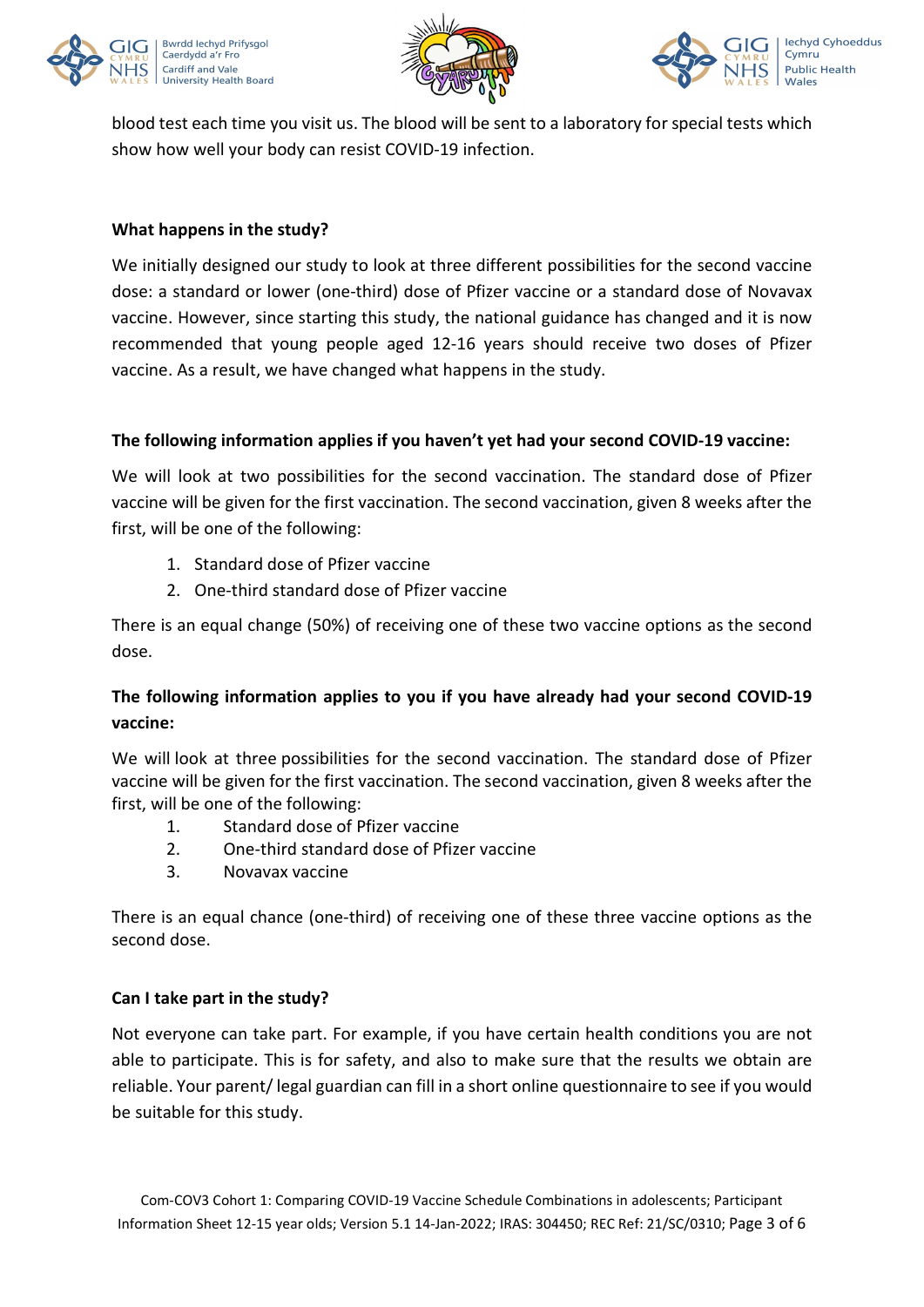blood test each time you visit us. The blood will be sent to a laboratory for special tests which show how well your body can resist COVID-19 infection.

**What happens in the study?**

We initially designed our study to look at three different possibilities for the second vaccine dose: a standard or lower (one-third) dose of Pfizer vaccine or a standard dose of Novavax vaccine. However, since starting this study, the national guidance has changed and it is now recommended that young people aged 12-16 years should receive two doses of Pfizer vaccine. As a result, we have changed what happens in the study.

**The following information applies if you haven't yet had your second COVID-19 vaccine:**

We will look at two possibilities for the second vaccination. The standard dose of Pfizer vaccine will be given for the first vaccination. The second vaccination, given 8 weeks after the first, will be one of the following:

1. Standard dose of Pfizer vaccine
2. One-third standard dose of Pfizer vaccine

There is an equal change (50%) of receiving one of these two vaccine options as the second dose.

**The following information applies to you if you have already had your second COVID-19 vaccine:**

We will look at three possibilities for the second vaccination. The standard dose of Pfizer vaccine will be given for the first vaccination. The second vaccination, given 8 weeks after the first, will be one of the following:

1. Standard dose of Pfizer vaccine
2. One-third standard dose of Pfizer vaccine
3. Novavax vaccine

There is an equal chance (one-third) of receiving one of these three vaccine options as the second dose.

**Can I take part in the study?**

Not everyone can take part. For example, if you have certain health conditions you are not able to participate. This is for safety, and also to make sure that the results we obtain are reliable. Your parent/ legal guardian can fill in a short online questionnaire to see if you would be suitable for this study.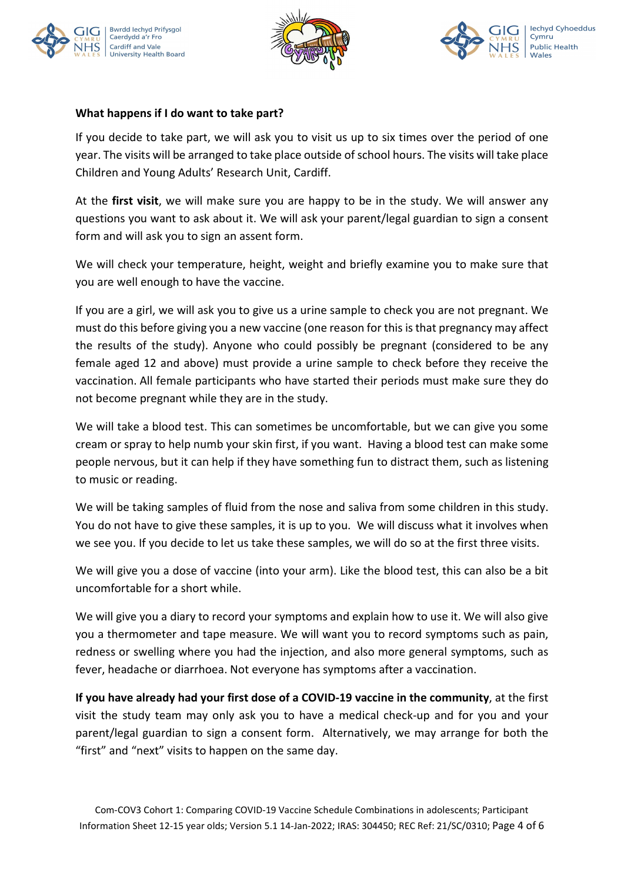**What happens if I do want to take part?**

If you decide to take part, we will ask you to visit us up to six times over the period of one year. The visits will be arranged to take place outside of school hours. The visits will take place Children and Young Adults' Research Unit, Cardiff.

At the **first visit**, we will make sure you are happy to be in the study. We will answer any questions you want to ask about it. We will ask your parent/legal guardian to sign a consent form and will ask you to sign an assent form.

We will check your temperature, height, weight and briefly examine you to make sure that you are well enough to have the vaccine.

If you are a girl, we will ask you to give us a urine sample to check you are not pregnant. We must do this before giving you a new vaccine (one reason for this is that pregnancy may affect the results of the study). Anyone who could possibly be pregnant (considered to be any female aged 12 and above) must provide a urine sample to check before they receive the vaccination. All female participants who have started their periods must make sure they do not become pregnant while they are in the study.

We will take a blood test. This can sometimes be uncomfortable, but we can give you some cream or spray to help numb your skin first, if you want. Having a blood test can make some people nervous, but it can help if they have something fun to distract them, such as listening to music or reading.

We will be taking samples of fluid from the nose and saliva from some children in this study. You do not have to give these samples, it is up to you. We will discuss what it involves when we see you. If you decide to let us take these samples, we will do so at the first three visits.

We will give you a dose of vaccine (into your arm). Like the blood test, this can also be a bit uncomfortable for a short while.

We will give you a diary to record your symptoms and explain how to use it. We will also give you a thermometer and tape measure. We will want you to record symptoms such as pain, redness or swelling where you had the injection, and also more general symptoms, such as fever, headache or diarrhoea. Not everyone has symptoms after a vaccination.

**If you have already had your first dose of a COVID-19 vaccine in the community**, at the first visit the study team may only ask you to have a medical check-up and for you and your parent/legal guardian to sign a consent form. Alternatively, we may arrange for both the "first" and "next" visits to happen on the same day.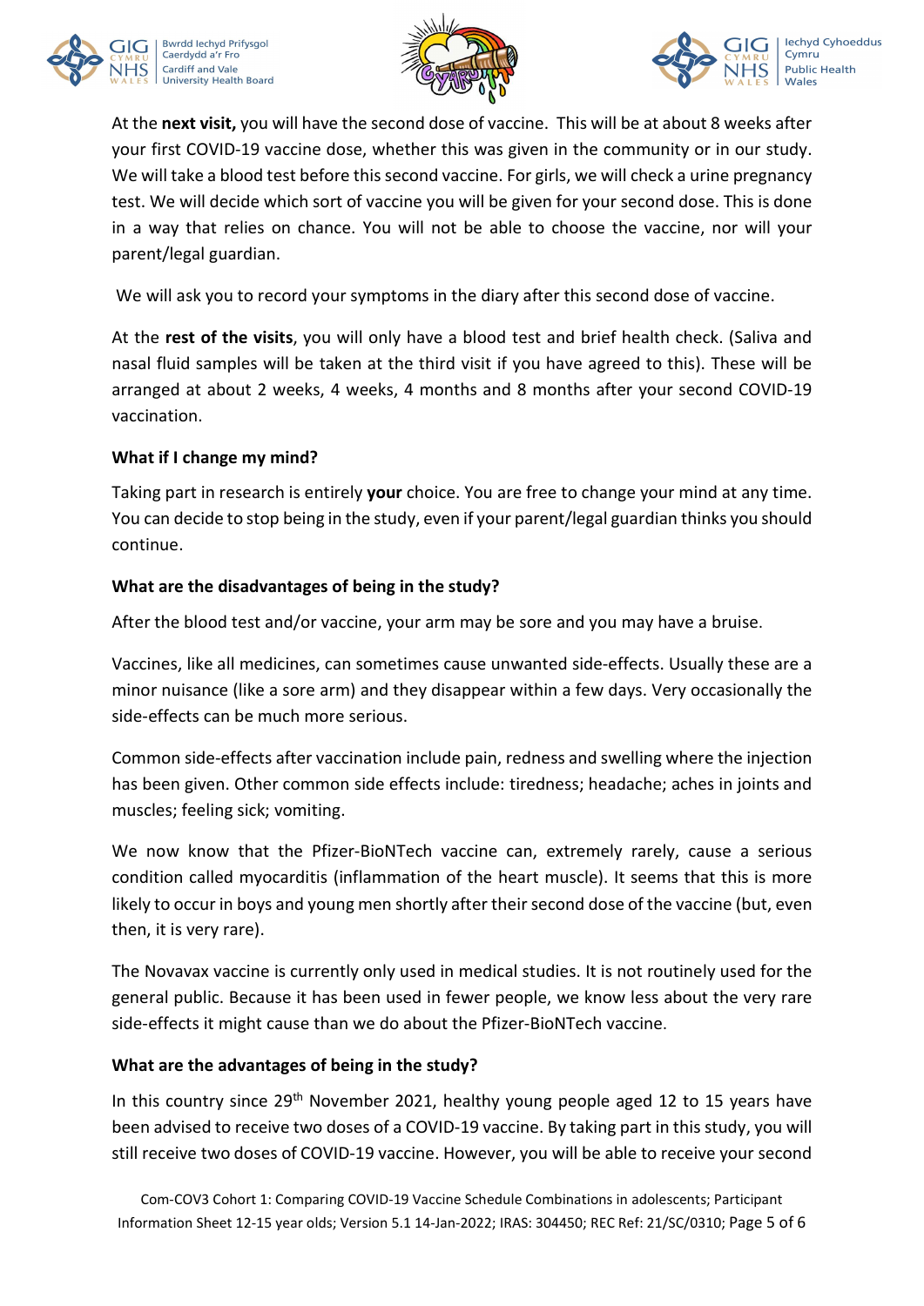At the **next visit,** you will have the second dose of vaccine. This will be at about 8 weeks after your first COVID-19 vaccine dose, whether this was given in the community or in our study. We will take a blood test before this second vaccine. For girls, we will check a urine pregnancy test. We will decide which sort of vaccine you will be given for your second dose. This is done in a way that relies on chance. You will not be able to choose the vaccine, nor will your parent/legal guardian.

We will ask you to record your symptoms in the diary after this second dose of vaccine.

At the **rest of the visits**, you will only have a blood test and brief health check. (Saliva and nasal fluid samples will be taken at the third visit if you have agreed to this). These will be arranged at about 2 weeks, 4 weeks, 4 months and 8 months after your second COVID-19 vaccination.

**What if I change my mind?**

Taking part in research is entirely **your** choice. You are free to change your mind at any time. You can decide to stop being in the study, even if your parent/legal guardian thinks you should continue.

**What are the disadvantages of being in the study?**

After the blood test and/or vaccine, your arm may be sore and you may have a bruise.

Vaccines, like all medicines, can sometimes cause unwanted side-effects. Usually these are a minor nuisance (like a sore arm) and they disappear within a few days. Very occasionally the side-effects can be much more serious.

Common side-effects after vaccination include pain, redness and swelling where the injection has been given. Other common side effects include: tiredness; headache; aches in joints and muscles; feeling sick; vomiting.

We now know that the Pfizer-BioNTech vaccine can, extremely rarely, cause a serious condition called myocarditis (inflammation of the heart muscle). It seems that this is more likely to occur in boys and young men shortly after their second dose of the vaccine (but, even then, it is very rare).

The Novavax vaccine is currently only used in medical studies. It is not routinely used for the general public. Because it has been used in fewer people, we know less about the very rare side-effects it might cause than we do about the Pfizer-BioNTech vaccine.

**What are the advantages of being in the study?**

In this country since 29th November 2021, healthy young people aged 12 to 15 years have been advised to receive two doses of a COVID-19 vaccine. By taking part in this study, you will still receive two doses of COVID-19 vaccine. However, you will be able to receive your second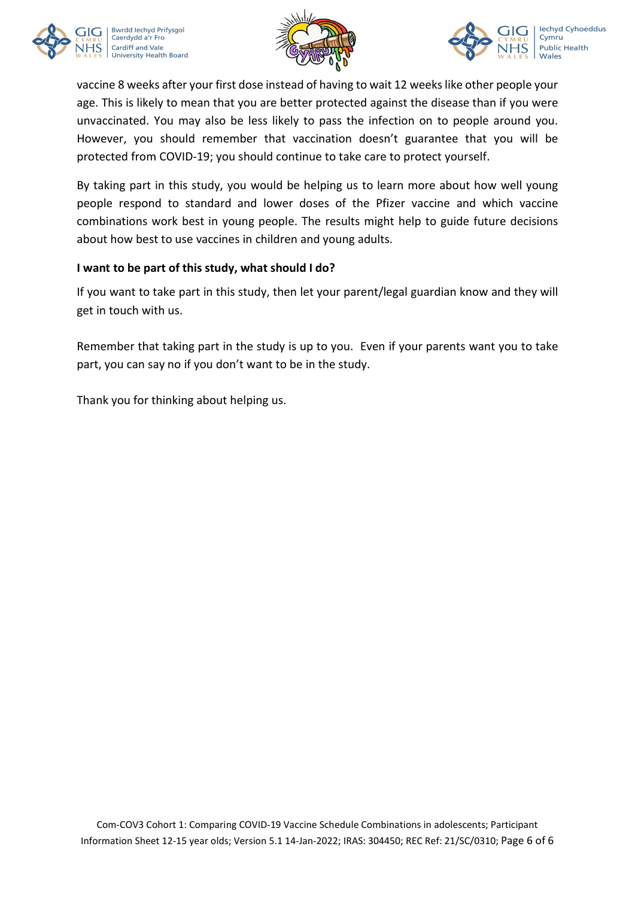vaccine 8 weeks after your first dose instead of having to wait 12 weeks like other people your age. This is likely to mean that you are better protected against the disease than if you were unvaccinated. You may also be less likely to pass the infection on to people around you. However, you should remember that vaccination doesn't guarantee that you will be protected from COVID-19; you should continue to take care to protect yourself.

By taking part in this study, you would be helping us to learn more about how well young people respond to standard and lower doses of the Pfizer vaccine and which vaccine combinations work best in young people. The results might help to guide future decisions about how best to use vaccines in children and young adults.

**I want to be part of this study, what should I do?**

If you want to take part in this study, then let your parent/legal guardian know and they will get in touch with us.

Remember that taking part in the study is up to you. Even if your parents want you to take part, you can say no if you don't want to be in the study.

Thank you for thinking about helping us.